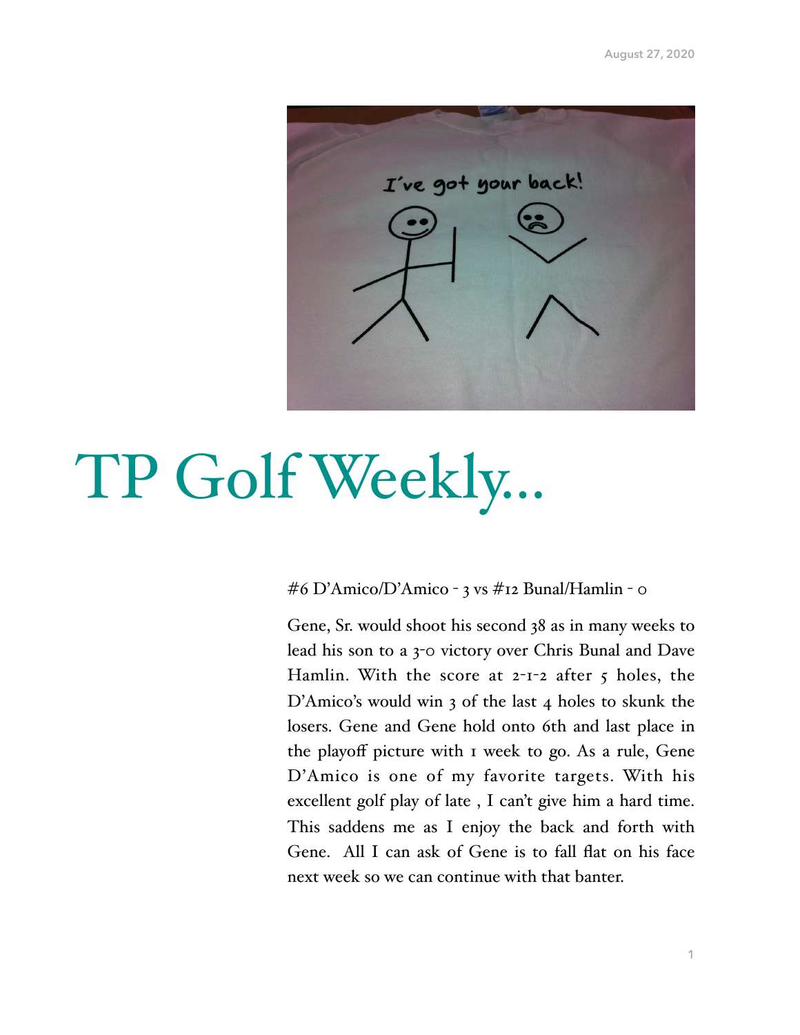# TP Golf Weekly...

#6 D'Amico/D'Amico - 3 vs #12 Bunal/Hamlin - 0

Gene, Sr. would shoot his second 38 as in many weeks to lead his son to a 3-0 victory over Chris Bunal and Dave Hamlin. With the score at 2-1-2 after 5 holes, the D'Amico's would win 3 of the last 4 holes to skunk the losers. Gene and Gene hold onto 6th and last place in the playoff picture with 1 week to go. As a rule, Gene D'Amico is one of my favorite targets. With his excellent golf play of late , I can't give him a hard time. This saddens me as I enjoy the back and forth with Gene. All I can ask of Gene is to fall flat on his face next week so we can continue with that banter.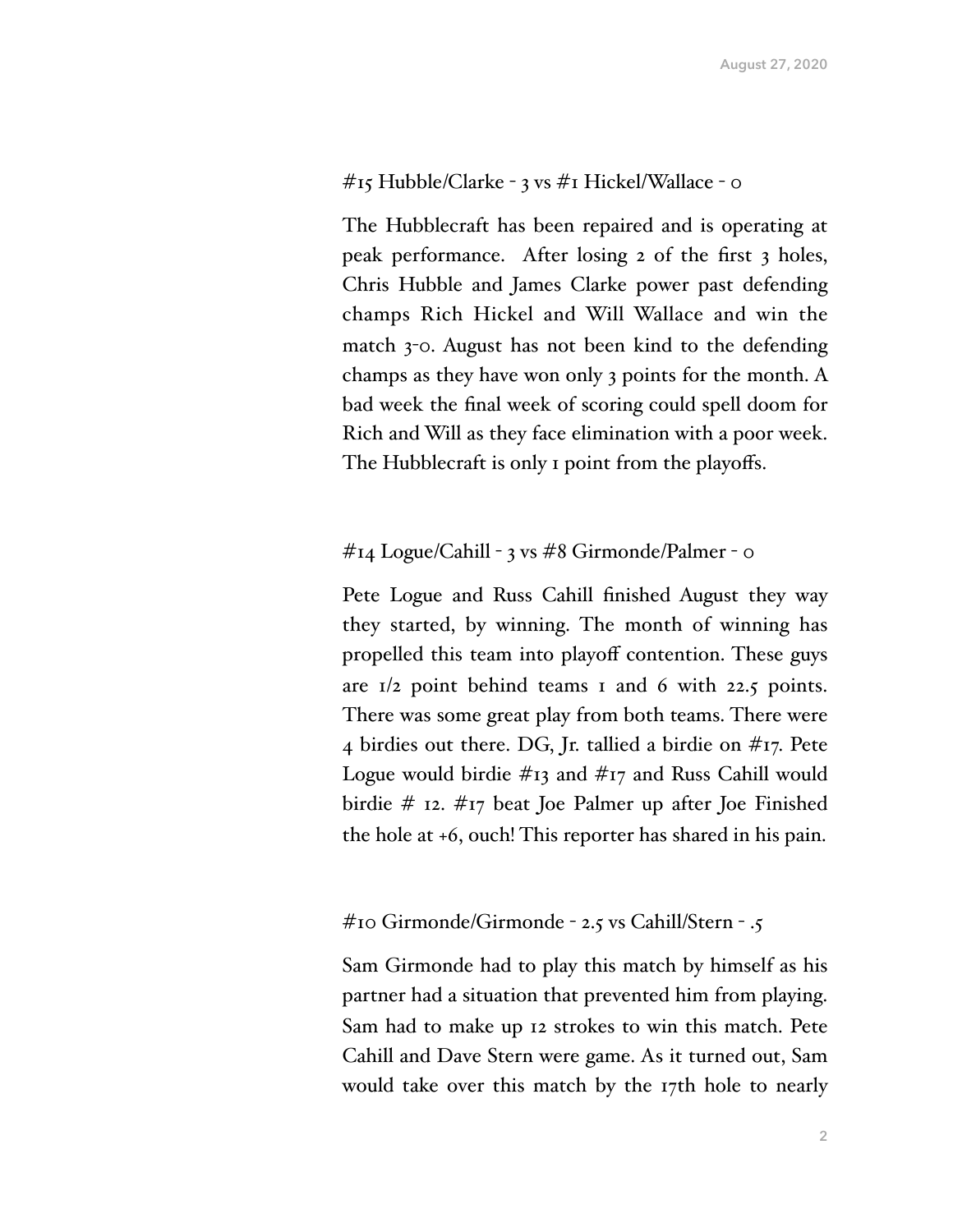#15 Hubble/Clarke - 3 vs #1 Hickel/Wallace - 0

The Hubblecraft has been repaired and is operating at peak performance. After losing 2 of the first 3 holes, Chris Hubble and James Clarke power past defending champs Rich Hickel and Will Wallace and win the match 3-0. August has not been kind to the defending champs as they have won only 3 points for the month. A bad week the final week of scoring could spell doom for Rich and Will as they face elimination with a poor week. The Hubblecraft is only 1 point from the playoffs.

#14 Logue/Cahill - 3 vs #8 Girmonde/Palmer - 0

Pete Logue and Russ Cahill finished August they way they started, by winning. The month of winning has propelled this team into playoff contention. These guys are 1/2 point behind teams 1 and 6 with 22.5 points. There was some great play from both teams. There were 4 birdies out there. DG, Jr. tallied a birdie on #17. Pete Logue would birdie #13 and #17 and Russ Cahill would birdie # 12. #17 beat Joe Palmer up after Joe Finished the hole at +6, ouch! This reporter has shared in his pain.

#10 Girmonde/Girmonde - 2.5 vs Cahill/Stern - .5

Sam Girmonde had to play this match by himself as his partner had a situation that prevented him from playing. Sam had to make up 12 strokes to win this match. Pete Cahill and Dave Stern were game. As it turned out, Sam would take over this match by the 17th hole to nearly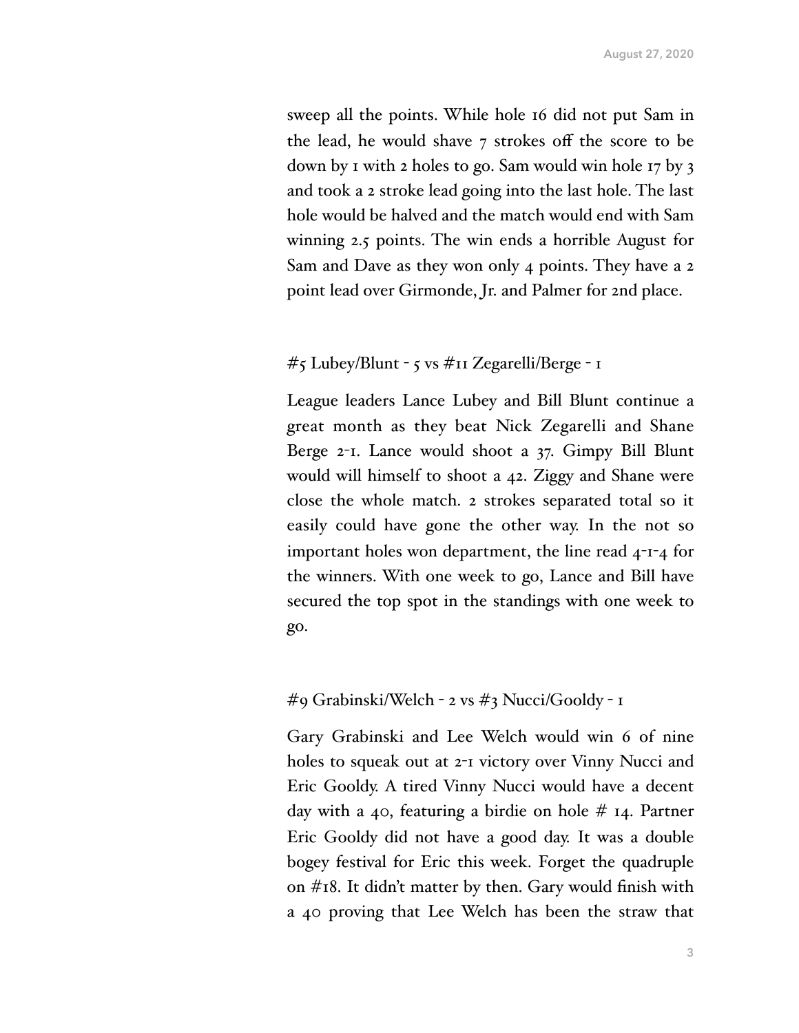sweep all the points. While hole 16 did not put Sam in the lead, he would shave 7 strokes off the score to be down by 1 with 2 holes to go. Sam would win hole 17 by 3 and took a 2 stroke lead going into the last hole. The last hole would be halved and the match would end with Sam winning 2.5 points. The win ends a horrible August for Sam and Dave as they won only 4 points. They have a 2 point lead over Girmonde, Jr. and Palmer for 2nd place.

#5 Lubey/Blunt - 5 vs #11 Zegarelli/Berge - 1

League leaders Lance Lubey and Bill Blunt continue a great month as they beat Nick Zegarelli and Shane Berge 2-1. Lance would shoot a 37. Gimpy Bill Blunt would will himself to shoot a 42. Ziggy and Shane were close the whole match. 2 strokes separated total so it easily could have gone the other way. In the not so important holes won department, the line read 4-1-4 for the winners. With one week to go, Lance and Bill have secured the top spot in the standings with one week to go.

#9 Grabinski/Welch - 2 vs #3 Nucci/Gooldy - 1

Gary Grabinski and Lee Welch would win 6 of nine holes to squeak out at 2-1 victory over Vinny Nucci and Eric Gooldy. A tired Vinny Nucci would have a decent day with a 40, featuring a birdie on hole # 14. Partner Eric Gooldy did not have a good day. It was a double bogey festival for Eric this week. Forget the quadruple on #18. It didn't matter by then. Gary would finish with a 40 proving that Lee Welch has been the straw that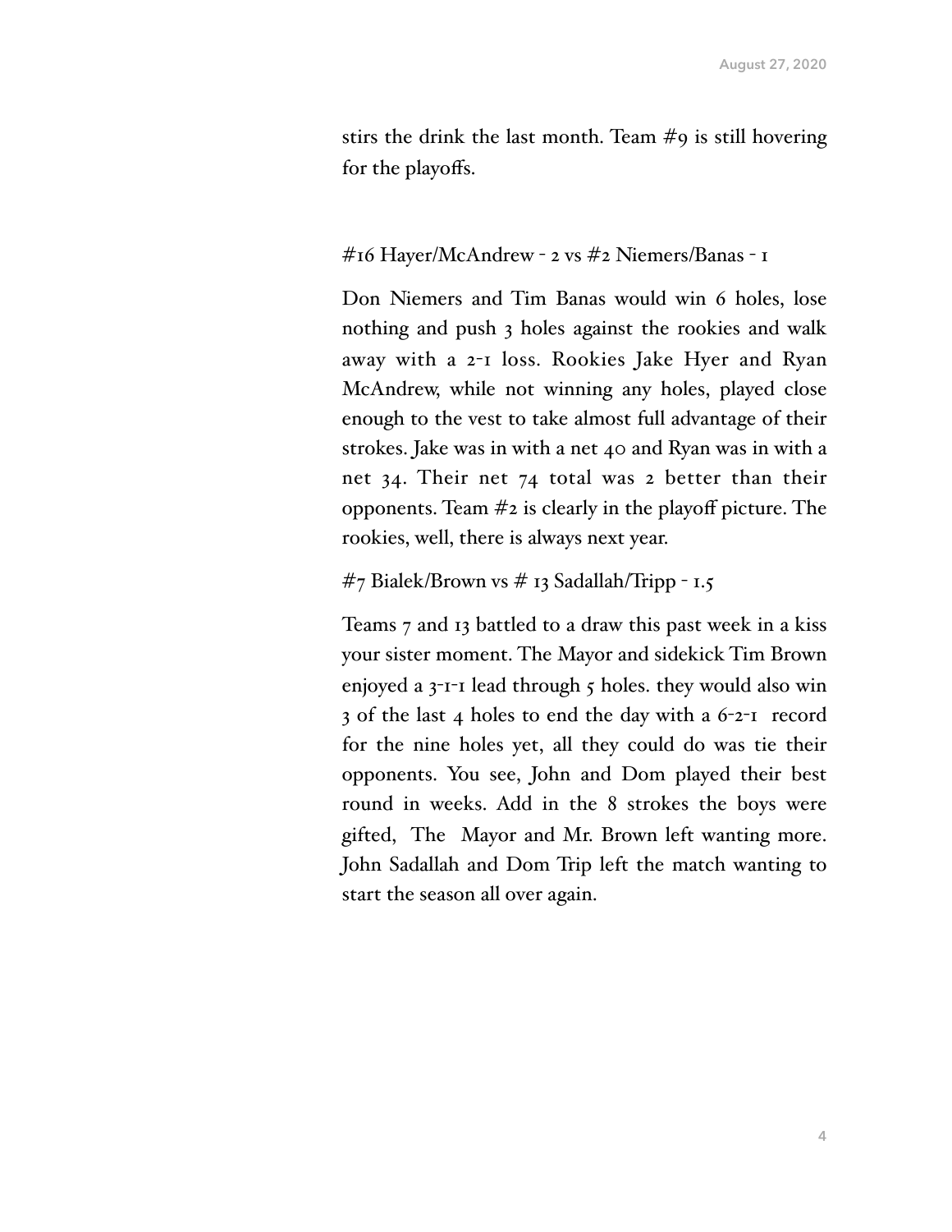stirs the drink the last month. Team #9 is still hovering for the playoffs.

#16 Hayer/McAndrew - 2 vs #2 Niemers/Banas - 1

Don Niemers and Tim Banas would win 6 holes, lose nothing and push 3 holes against the rookies and walk away with a 2-1 loss. Rookies Jake Hyer and Ryan McAndrew, while not winning any holes, played close enough to the vest to take almost full advantage of their strokes. Jake was in with a net 40 and Ryan was in with a net 34. Their net 74 total was 2 better than their opponents. Team #2 is clearly in the playoff picture. The rookies, well, there is always next year.

#7 Bialek/Brown vs # 13 Sadallah/Tripp - 1.5

Teams 7 and 13 battled to a draw this past week in a kiss your sister moment. The Mayor and sidekick Tim Brown enjoyed a 3-1-1 lead through 5 holes. they would also win 3 of the last 4 holes to end the day with a 6-2-1 record for the nine holes yet, all they could do was tie their opponents. You see, John and Dom played their best round in weeks. Add in the 8 strokes the boys were gifted, The Mayor and Mr. Brown left wanting more. John Sadallah and Dom Trip left the match wanting to start the season all over again.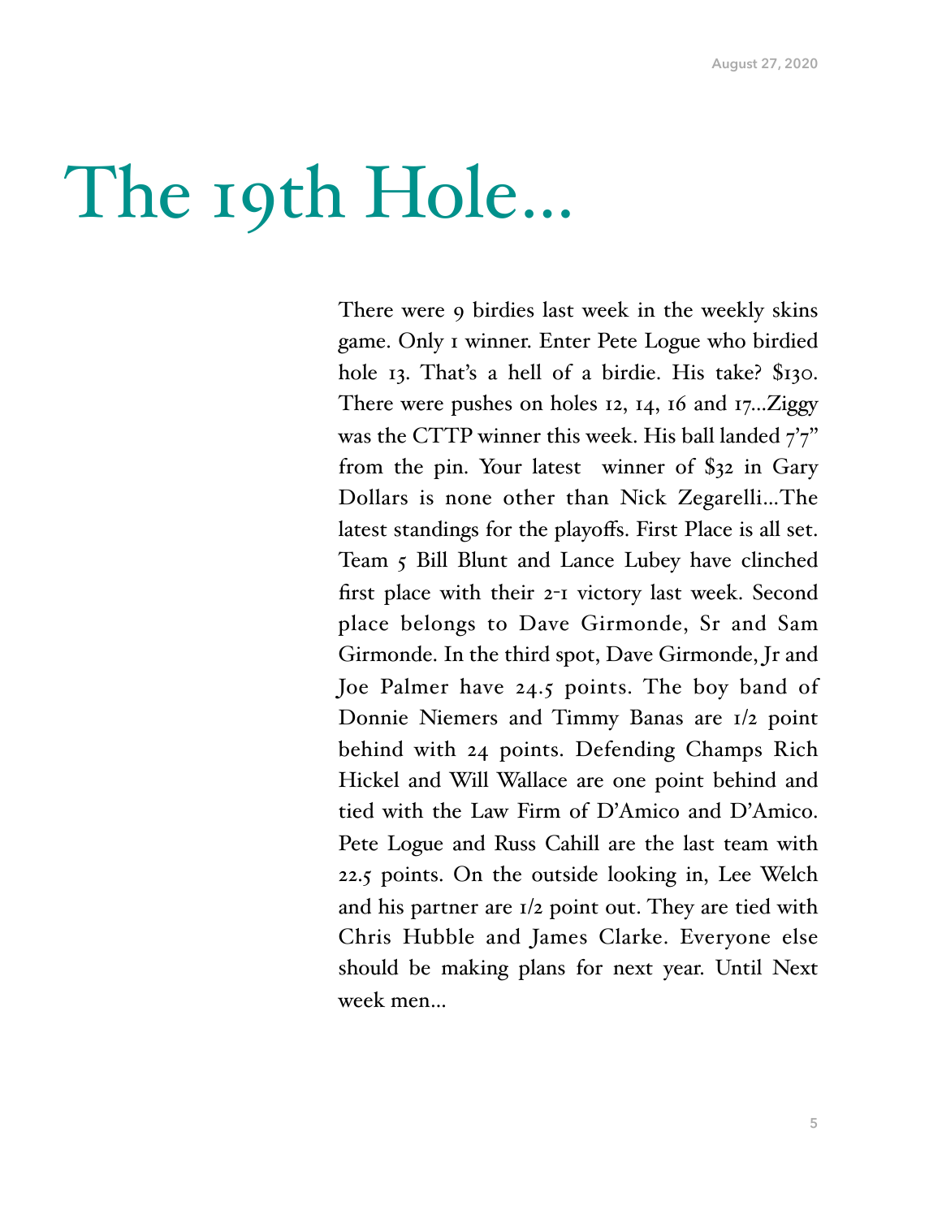# The 19th Hole…

There were 9 birdies last week in the weekly skins game. Only 1 winner. Enter Pete Logue who birdied hole 13. That's a hell of a birdie. His take? $130. There were pushes on holes 12, 14, 16 and 17…Ziggy was the CTTP winner this week. His ball landed 7'7" from the pin. Your latest winner of $32 in Gary Dollars is none other than Nick Zegarelli…The latest standings for the playoffs. First Place is all set. Team 5 Bill Blunt and Lance Lubey have clinched first place with their 2-1 victory last week. Second place belongs to Dave Girmonde, Sr and Sam Girmonde. In the third spot, Dave Girmonde, Jr and Joe Palmer have 24.5 points. The boy band of Donnie Niemers and Timmy Banas are 1/2 point behind with 24 points. Defending Champs Rich Hickel and Will Wallace are one point behind and tied with the Law Firm of D'Amico and D'Amico. Pete Logue and Russ Cahill are the last team with 22.5 points. On the outside looking in, Lee Welch and his partner are 1/2 point out. They are tied with Chris Hubble and James Clarke. Everyone else should be making plans for next year. Until Next week men…